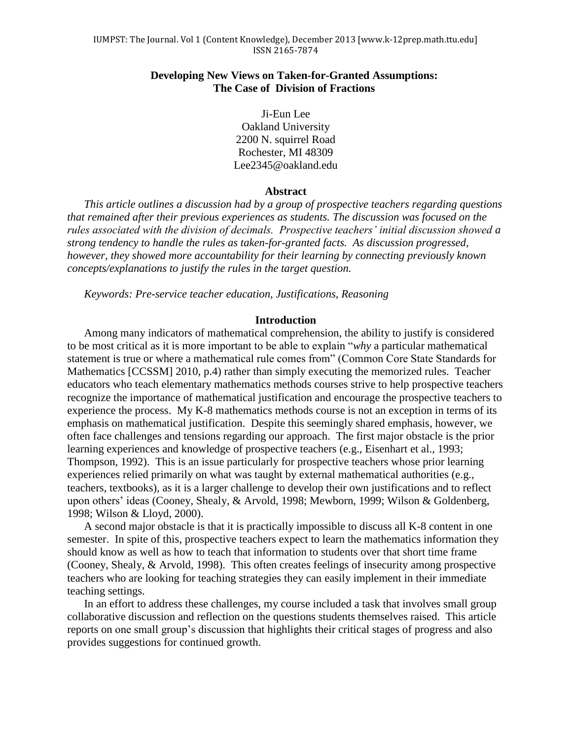# Developing New Views on Taken-for-Granted Assumptions: The Case of Division of Fractions

Ji-Eun Lee
Oakland University
2200 N. squirrel Road
Rochester, MI 48309
Lee2345@oakland.edu

## Abstract

*This article outlines a discussion had by a group of prospective teachers regarding questions that remained after their previous experiences as students. The discussion was focused on the rules associated with the division of decimals. Prospective teachers' initial discussion showed a strong tendency to handle the rules as taken-for-granted facts. As discussion progressed, however, they showed more accountability for their learning by connecting previously known concepts/explanations to justify the rules in the target question.*

*Keywords: Pre-service teacher education, Justifications, Reasoning*

## Introduction

Among many indicators of mathematical comprehension, the ability to justify is considered to be most critical as it is more important to be able to explain "*why* a particular mathematical statement is true or where a mathematical rule comes from" (Common Core State Standards for Mathematics [CCSSM] 2010, p.4) rather than simply executing the memorized rules. Teacher educators who teach elementary mathematics methods courses strive to help prospective teachers recognize the importance of mathematical justification and encourage the prospective teachers to experience the process. My K-8 mathematics methods course is not an exception in terms of its emphasis on mathematical justification. Despite this seemingly shared emphasis, however, we often face challenges and tensions regarding our approach. The first major obstacle is the prior learning experiences and knowledge of prospective teachers (e.g., Eisenhart et al., 1993; Thompson, 1992). This is an issue particularly for prospective teachers whose prior learning experiences relied primarily on what was taught by external mathematical authorities (e.g., teachers, textbooks), as it is a larger challenge to develop their own justifications and to reflect upon others' ideas (Cooney, Shealy, & Arvold, 1998; Mewborn, 1999; Wilson & Goldenberg, 1998; Wilson & Lloyd, 2000).

A second major obstacle is that it is practically impossible to discuss all K-8 content in one semester. In spite of this, prospective teachers expect to learn the mathematics information they should know as well as how to teach that information to students over that short time frame (Cooney, Shealy, & Arvold, 1998). This often creates feelings of insecurity among prospective teachers who are looking for teaching strategies they can easily implement in their immediate teaching settings.

In an effort to address these challenges, my course included a task that involves small group collaborative discussion and reflection on the questions students themselves raised. This article reports on one small group's discussion that highlights their critical stages of progress and also provides suggestions for continued growth.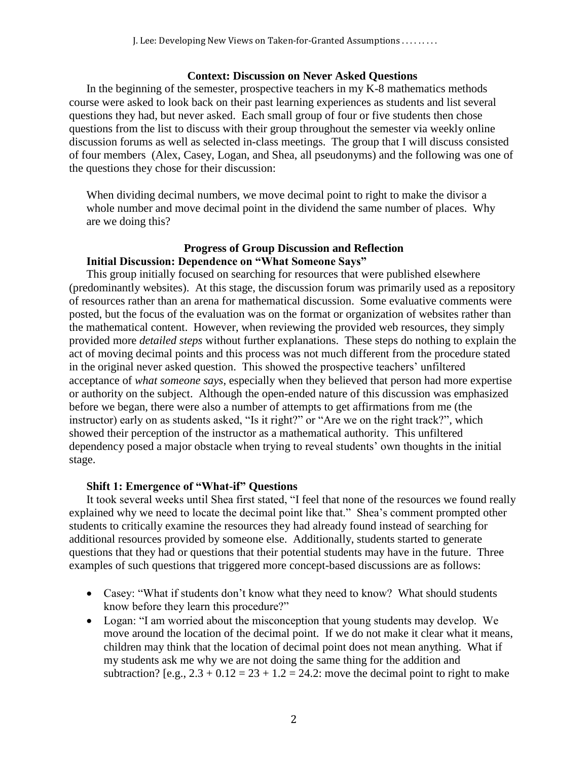### Context: Discussion on Never Asked Questions

In the beginning of the semester, prospective teachers in my K-8 mathematics methods course were asked to look back on their past learning experiences as students and list several questions they had, but never asked. Each small group of four or five students then chose questions from the list to discuss with their group throughout the semester via weekly online discussion forums as well as selected in-class meetings. The group that I will discuss consisted of four members (Alex, Casey, Logan, and Shea, all pseudonyms) and the following was one of the questions they chose for their discussion:

> When dividing decimal numbers, we move decimal point to right to make the divisor a whole number and move decimal point in the dividend the same number of places. Why are we doing this?

### Progress of Group Discussion and Reflection

#### Initial Discussion: Dependence on "What Someone Says"

This group initially focused on searching for resources that were published elsewhere (predominantly websites). At this stage, the discussion forum was primarily used as a repository of resources rather than an arena for mathematical discussion. Some evaluative comments were posted, but the focus of the evaluation was on the format or organization of websites rather than the mathematical content. However, when reviewing the provided web resources, they simply provided more *detailed steps* without further explanations. These steps do nothing to explain the act of moving decimal points and this process was not much different from the procedure stated in the original never asked question. This showed the prospective teachers' unfiltered acceptance of *what someone says*, especially when they believed that person had more expertise or authority on the subject. Although the open-ended nature of this discussion was emphasized before we began, there were also a number of attempts to get affirmations from me (the instructor) early on as students asked, "Is it right?" or "Are we on the right track?", which showed their perception of the instructor as a mathematical authority. This unfiltered dependency posed a major obstacle when trying to reveal students' own thoughts in the initial stage.

#### Shift 1: Emergence of "What-if" Questions

It took several weeks until Shea first stated, "I feel that none of the resources we found really explained why we need to locate the decimal point like that." Shea's comment prompted other students to critically examine the resources they had already found instead of searching for additional resources provided by someone else. Additionally, students started to generate questions that they had or questions that their potential students may have in the future. Three examples of such questions that triggered more concept-based discussions are as follows:

- Casey: "What if students don't know what they need to know? What should students know before they learn this procedure?"
- Logan: "I am worried about the misconception that young students may develop. We move around the location of the decimal point. If we do not make it clear what it means, children may think that the location of decimal point does not mean anything. What if my students ask me why we are not doing the same thing for the addition and subtraction? [e.g., $2.3 + 0.12 = 23 + 1.2 = 24.2$: move the decimal point to right to make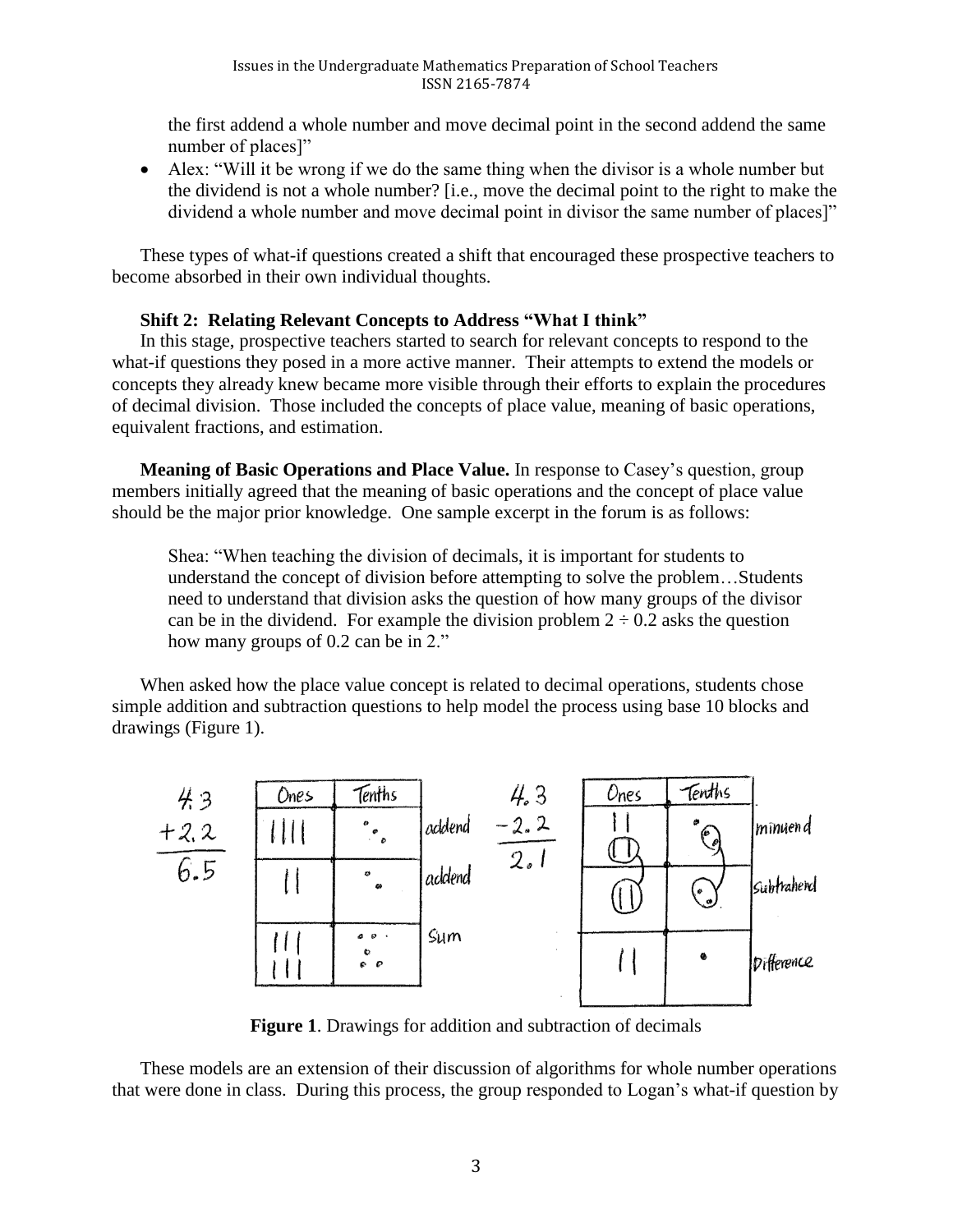the first addend a whole number and move decimal point in the second addend the same number of places]"

- Alex: "Will it be wrong if we do the same thing when the divisor is a whole number but the dividend is not a whole number? [i.e., move the decimal point to the right to make the dividend a whole number and move decimal point in divisor the same number of places]"

These types of what-if questions created a shift that encouraged these prospective teachers to become absorbed in their own individual thoughts.

**Shift 2: Relating Relevant Concepts to Address "What I think"**

In this stage, prospective teachers started to search for relevant concepts to respond to the what-if questions they posed in a more active manner. Their attempts to extend the models or concepts they already knew became more visible through their efforts to explain the procedures of decimal division. Those included the concepts of place value, meaning of basic operations, equivalent fractions, and estimation.

**Meaning of Basic Operations and Place Value.** In response to Casey's question, group members initially agreed that the meaning of basic operations and the concept of place value should be the major prior knowledge. One sample excerpt in the forum is as follows:

> Shea: "When teaching the division of decimals, it is important for students to understand the concept of division before attempting to solve the problem…Students need to understand that division asks the question of how many groups of the divisor can be in the dividend. For example the division problem $2 \div 0.2$ asks the question how many groups of 0.2 can be in 2."

When asked how the place value concept is related to decimal operations, students chose simple addition and subtraction questions to help model the process using base 10 blocks and drawings (Figure 1).

**Figure 1**. Drawings for addition and subtraction of decimals

These models are an extension of their discussion of algorithms for whole number operations that were done in class. During this process, the group responded to Logan's what-if question by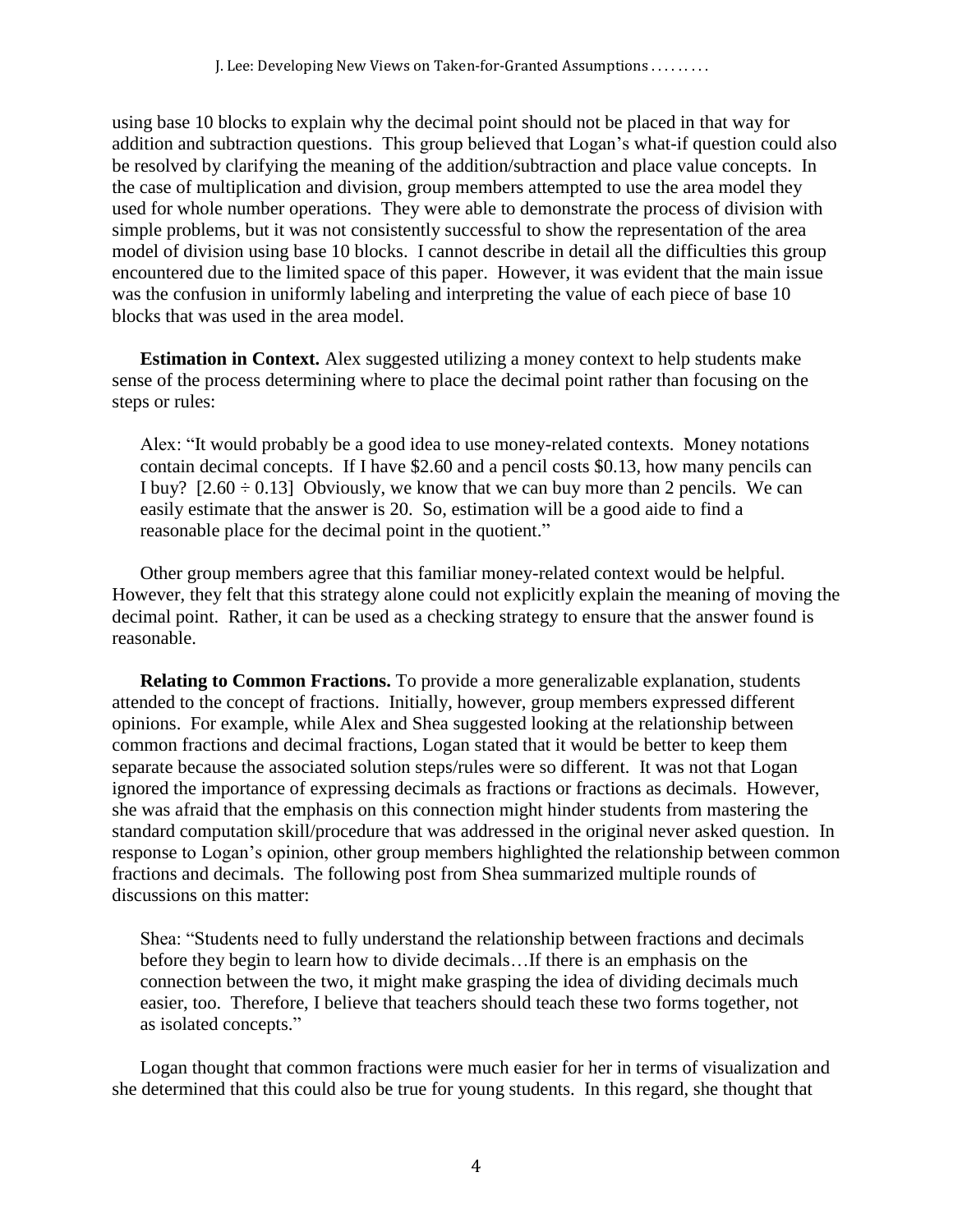using base 10 blocks to explain why the decimal point should not be placed in that way for addition and subtraction questions. This group believed that Logan's what-if question could also be resolved by clarifying the meaning of the addition/subtraction and place value concepts. In the case of multiplication and division, group members attempted to use the area model they used for whole number operations. They were able to demonstrate the process of division with simple problems, but it was not consistently successful to show the representation of the area model of division using base 10 blocks. I cannot describe in detail all the difficulties this group encountered due to the limited space of this paper. However, it was evident that the main issue was the confusion in uniformly labeling and interpreting the value of each piece of base 10 blocks that was used in the area model.

**Estimation in Context.** Alex suggested utilizing a money context to help students make sense of the process determining where to place the decimal point rather than focusing on the steps or rules:

> Alex: "It would probably be a good idea to use money-related contexts. Money notations contain decimal concepts. If I have \$2.60 and a pencil costs \$0.13, how many pencils can I buy? [$2.60 \div 0.13$] Obviously, we know that we can buy more than 2 pencils. We can easily estimate that the answer is 20. So, estimation will be a good aide to find a reasonable place for the decimal point in the quotient."

Other group members agree that this familiar money-related context would be helpful. However, they felt that this strategy alone could not explicitly explain the meaning of moving the decimal point. Rather, it can be used as a checking strategy to ensure that the answer found is reasonable.

**Relating to Common Fractions.** To provide a more generalizable explanation, students attended to the concept of fractions. Initially, however, group members expressed different opinions. For example, while Alex and Shea suggested looking at the relationship between common fractions and decimal fractions, Logan stated that it would be better to keep them separate because the associated solution steps/rules were so different. It was not that Logan ignored the importance of expressing decimals as fractions or fractions as decimals. However, she was afraid that the emphasis on this connection might hinder students from mastering the standard computation skill/procedure that was addressed in the original never asked question. In response to Logan's opinion, other group members highlighted the relationship between common fractions and decimals. The following post from Shea summarized multiple rounds of discussions on this matter:

> Shea: "Students need to fully understand the relationship between fractions and decimals before they begin to learn how to divide decimals…If there is an emphasis on the connection between the two, it might make grasping the idea of dividing decimals much easier, too. Therefore, I believe that teachers should teach these two forms together, not as isolated concepts."

Logan thought that common fractions were much easier for her in terms of visualization and she determined that this could also be true for young students. In this regard, she thought that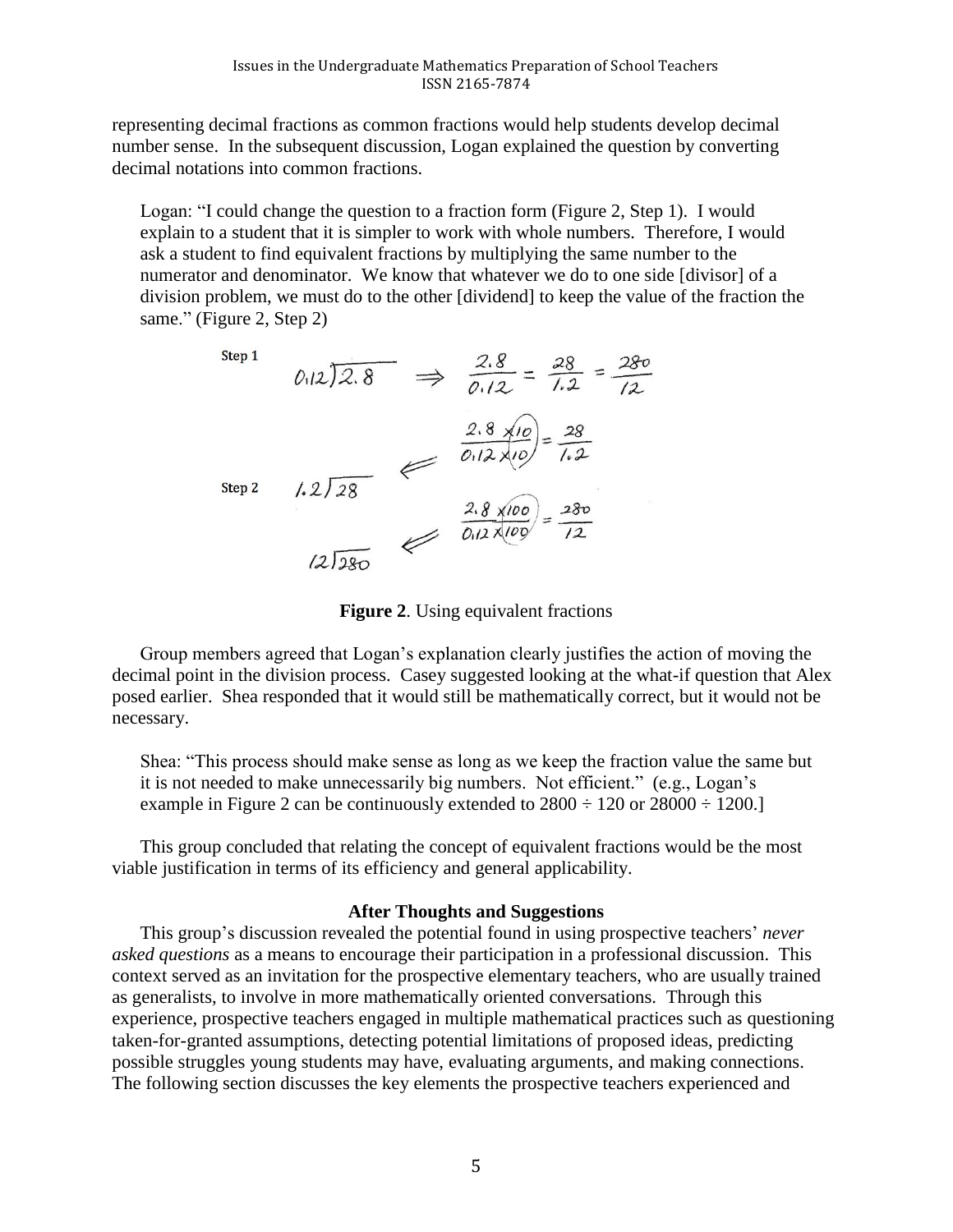representing decimal fractions as common fractions would help students develop decimal number sense. In the subsequent discussion, Logan explained the question by converting decimal notations into common fractions.

> Logan: "I could change the question to a fraction form (Figure 2, Step 1). I would explain to a student that it is simpler to work with whole numbers. Therefore, I would ask a student to find equivalent fractions by multiplying the same number to the numerator and denominator. We know that whatever we do to one side [divisor] of a division problem, we must do to the other [dividend] to keep the value of the fraction the same." (Figure 2, Step 2)

Step 1

$$0.12\overline{)2.8} \Rightarrow \frac{2.8}{0.12} = \frac{28}{1.2} = \frac{280}{12}$$

Step 2

$$1.2\overline{)28} \Leftarrow \frac{2.8 \times 10}{0.12 \times 10} = \frac{28}{1.2}$$

$$12\overline{)280} \Leftarrow \frac{2.8 \times 100}{0.12 \times 100} = \frac{280}{12}$$

**Figure 2**. Using equivalent fractions

Group members agreed that Logan's explanation clearly justifies the action of moving the decimal point in the division process. Casey suggested looking at the what-if question that Alex posed earlier. Shea responded that it would still be mathematically correct, but it would not be necessary.

> Shea: "This process should make sense as long as we keep the fraction value the same but it is not needed to make unnecessarily big numbers. Not efficient." (e.g., Logan's example in Figure 2 can be continuously extended to $2800 \div 120$ or $28000 \div 1200$.]

This group concluded that relating the concept of equivalent fractions would be the most viable justification in terms of its efficiency and general applicability.

### After Thoughts and Suggestions

This group's discussion revealed the potential found in using prospective teachers' *never asked questions* as a means to encourage their participation in a professional discussion. This context served as an invitation for the prospective elementary teachers, who are usually trained as generalists, to involve in more mathematically oriented conversations. Through this experience, prospective teachers engaged in multiple mathematical practices such as questioning taken-for-granted assumptions, detecting potential limitations of proposed ideas, predicting possible struggles young students may have, evaluating arguments, and making connections. The following section discusses the key elements the prospective teachers experienced and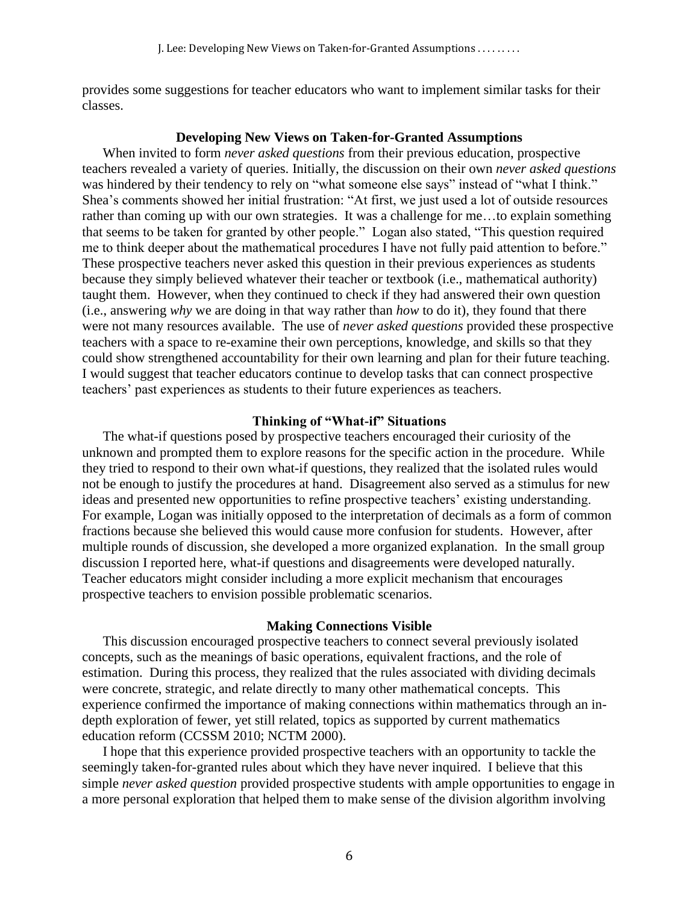provides some suggestions for teacher educators who want to implement similar tasks for their classes.

### Developing New Views on Taken-for-Granted Assumptions

When invited to form *never asked questions* from their previous education, prospective teachers revealed a variety of queries. Initially, the discussion on their own *never asked questions* was hindered by their tendency to rely on "what someone else says" instead of "what I think." Shea's comments showed her initial frustration: "At first, we just used a lot of outside resources rather than coming up with our own strategies. It was a challenge for me…to explain something that seems to be taken for granted by other people." Logan also stated, "This question required me to think deeper about the mathematical procedures I have not fully paid attention to before." These prospective teachers never asked this question in their previous experiences as students because they simply believed whatever their teacher or textbook (i.e., mathematical authority) taught them. However, when they continued to check if they had answered their own question (i.e., answering *why* we are doing in that way rather than *how* to do it), they found that there were not many resources available. The use of *never asked questions* provided these prospective teachers with a space to re-examine their own perceptions, knowledge, and skills so that they could show strengthened accountability for their own learning and plan for their future teaching. I would suggest that teacher educators continue to develop tasks that can connect prospective teachers' past experiences as students to their future experiences as teachers.

### Thinking of "What-if" Situations

The what-if questions posed by prospective teachers encouraged their curiosity of the unknown and prompted them to explore reasons for the specific action in the procedure. While they tried to respond to their own what-if questions, they realized that the isolated rules would not be enough to justify the procedures at hand. Disagreement also served as a stimulus for new ideas and presented new opportunities to refine prospective teachers' existing understanding. For example, Logan was initially opposed to the interpretation of decimals as a form of common fractions because she believed this would cause more confusion for students. However, after multiple rounds of discussion, she developed a more organized explanation. In the small group discussion I reported here, what-if questions and disagreements were developed naturally. Teacher educators might consider including a more explicit mechanism that encourages prospective teachers to envision possible problematic scenarios.

### Making Connections Visible

This discussion encouraged prospective teachers to connect several previously isolated concepts, such as the meanings of basic operations, equivalent fractions, and the role of estimation. During this process, they realized that the rules associated with dividing decimals were concrete, strategic, and relate directly to many other mathematical concepts. This experience confirmed the importance of making connections within mathematics through an in-depth exploration of fewer, yet still related, topics as supported by current mathematics education reform (CCSSM 2010; NCTM 2000).

I hope that this experience provided prospective teachers with an opportunity to tackle the seemingly taken-for-granted rules about which they have never inquired. I believe that this simple *never asked question* provided prospective students with ample opportunities to engage in a more personal exploration that helped them to make sense of the division algorithm involving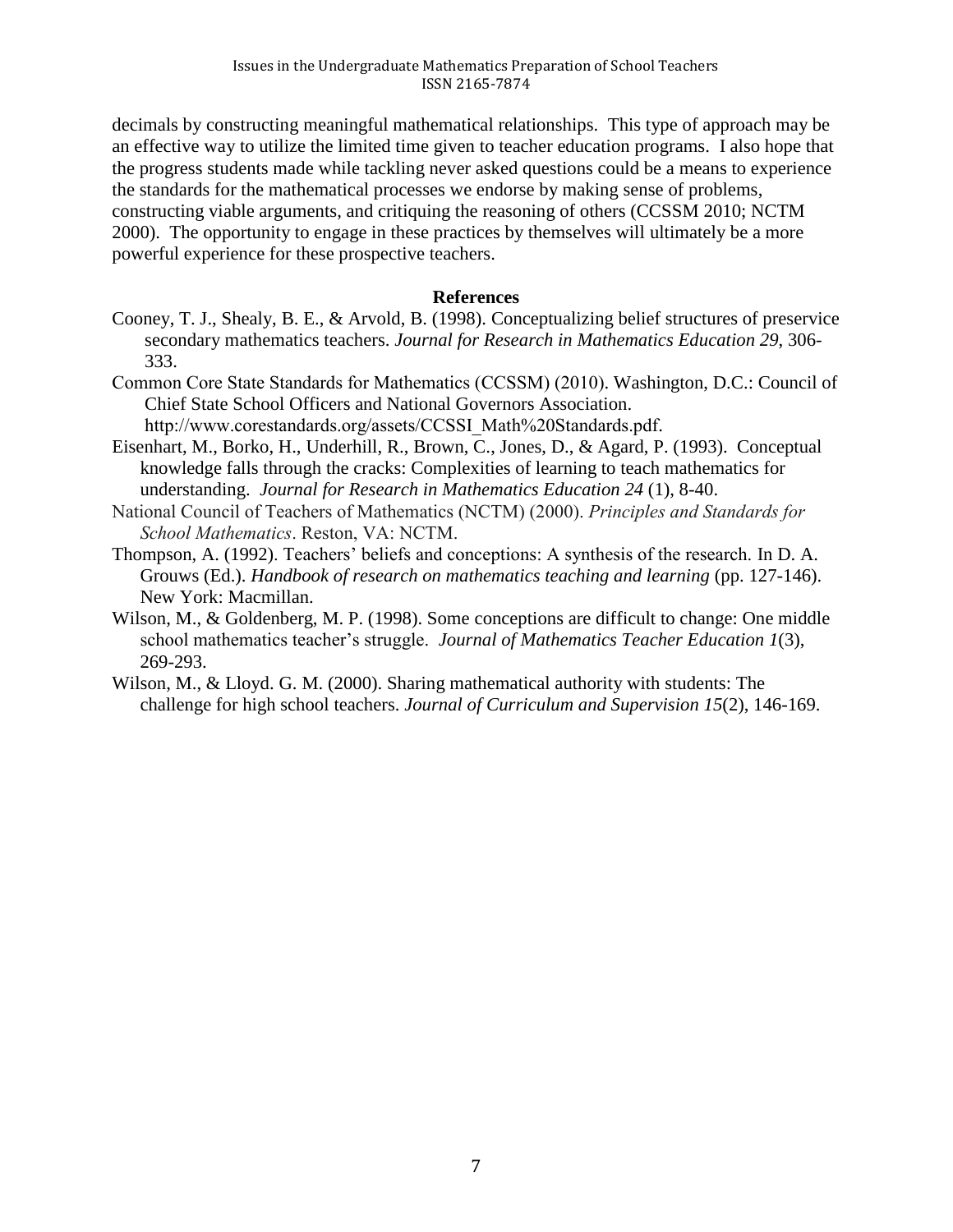decimals by constructing meaningful mathematical relationships. This type of approach may be an effective way to utilize the limited time given to teacher education programs. I also hope that the progress students made while tackling never asked questions could be a means to experience the standards for the mathematical processes we endorse by making sense of problems, constructing viable arguments, and critiquing the reasoning of others (CCSSM 2010; NCTM 2000). The opportunity to engage in these practices by themselves will ultimately be a more powerful experience for these prospective teachers.

## References

Cooney, T. J., Shealy, B. E., & Arvold, B. (1998). Conceptualizing belief structures of preservice secondary mathematics teachers. *Journal for Research in Mathematics Education 29*, 306-333.

Common Core State Standards for Mathematics (CCSSM) (2010). Washington, D.C.: Council of Chief State School Officers and National Governors Association. http://www.corestandards.org/assets/CCSSI_Math%20Standards.pdf.

Eisenhart, M., Borko, H., Underhill, R., Brown, C., Jones, D., & Agard, P. (1993). Conceptual knowledge falls through the cracks: Complexities of learning to teach mathematics for understanding. *Journal for Research in Mathematics Education 24* (1), 8-40.

National Council of Teachers of Mathematics (NCTM) (2000). *Principles and Standards for School Mathematics*. Reston, VA: NCTM.

Thompson, A. (1992). Teachers' beliefs and conceptions: A synthesis of the research. In D. A. Grouws (Ed.). *Handbook of research on mathematics teaching and learning* (pp. 127-146). New York: Macmillan.

Wilson, M., & Goldenberg, M. P. (1998). Some conceptions are difficult to change: One middle school mathematics teacher's struggle. *Journal of Mathematics Teacher Education 1*(3), 269-293.

Wilson, M., & Lloyd. G. M. (2000). Sharing mathematical authority with students: The challenge for high school teachers. *Journal of Curriculum and Supervision 15*(2), 146-169.